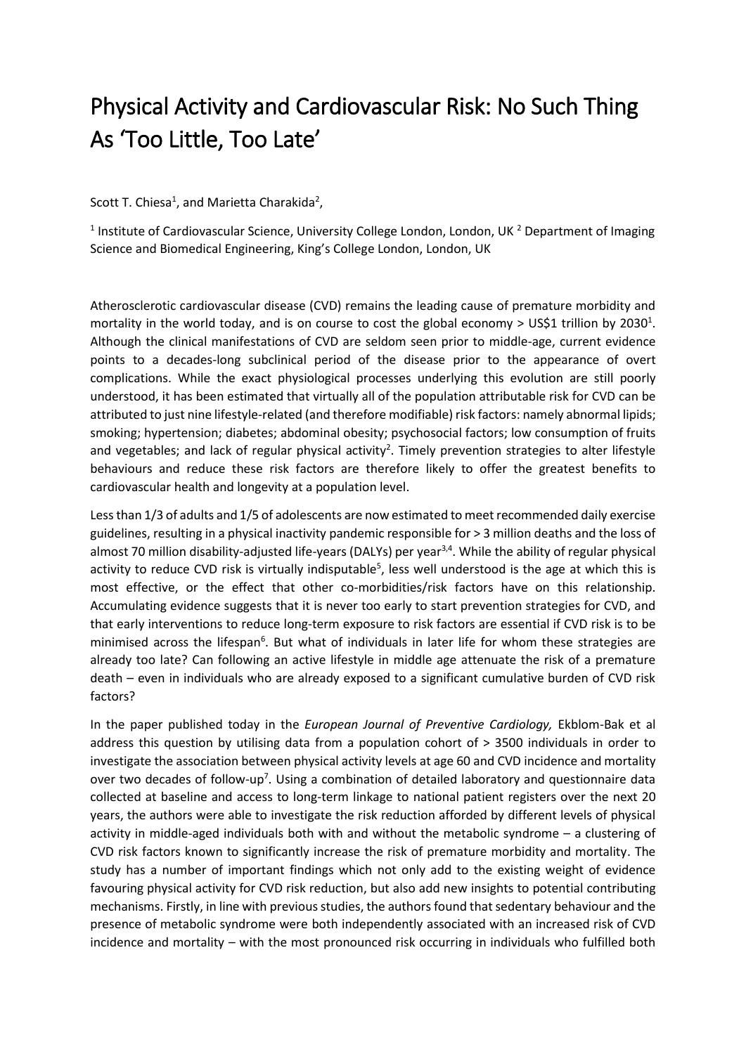# Physical Activity and Cardiovascular Risk: No Such Thing As 'Too Little, Too Late'

Scott T. Chiesa[1], and Marietta Charakida[2],

[1] Institute of Cardiovascular Science, University College London, London, UK [2] Department of Imaging Science and Biomedical Engineering, King's College London, London, UK

Atherosclerotic cardiovascular disease (CVD) remains the leading cause of premature morbidity and mortality in the world today, and is on course to cost the global economy > US$1 trillion by 2030[1]. Although the clinical manifestations of CVD are seldom seen prior to middle-age, current evidence points to a decades-long subclinical period of the disease prior to the appearance of overt complications. While the exact physiological processes underlying this evolution are still poorly understood, it has been estimated that virtually all of the population attributable risk for CVD can be attributed to just nine lifestyle-related (and therefore modifiable) risk factors: namely abnormal lipids; smoking; hypertension; diabetes; abdominal obesity; psychosocial factors; low consumption of fruits and vegetables; and lack of regular physical activity[2]. Timely prevention strategies to alter lifestyle behaviours and reduce these risk factors are therefore likely to offer the greatest benefits to cardiovascular health and longevity at a population level.

Less than 1/3 of adults and 1/5 of adolescents are now estimated to meet recommended daily exercise guidelines, resulting in a physical inactivity pandemic responsible for > 3 million deaths and the loss of almost 70 million disability-adjusted life-years (DALYs) per year[3,4]. While the ability of regular physical activity to reduce CVD risk is virtually indisputable[5], less well understood is the age at which this is most effective, or the effect that other co-morbidities/risk factors have on this relationship. Accumulating evidence suggests that it is never too early to start prevention strategies for CVD, and that early interventions to reduce long-term exposure to risk factors are essential if CVD risk is to be minimised across the lifespan[6]. But what of individuals in later life for whom these strategies are already too late? Can following an active lifestyle in middle age attenuate the risk of a premature death – even in individuals who are already exposed to a significant cumulative burden of CVD risk factors?

In the paper published today in the *European Journal of Preventive Cardiology,* Ekblom-Bak et al address this question by utilising data from a population cohort of > 3500 individuals in order to investigate the association between physical activity levels at age 60 and CVD incidence and mortality over two decades of follow-up[7]. Using a combination of detailed laboratory and questionnaire data collected at baseline and access to long-term linkage to national patient registers over the next 20 years, the authors were able to investigate the risk reduction afforded by different levels of physical activity in middle-aged individuals both with and without the metabolic syndrome – a clustering of CVD risk factors known to significantly increase the risk of premature morbidity and mortality. The study has a number of important findings which not only add to the existing weight of evidence favouring physical activity for CVD risk reduction, but also add new insights to potential contributing mechanisms. Firstly, in line with previous studies, the authors found that sedentary behaviour and the presence of metabolic syndrome were both independently associated with an increased risk of CVD incidence and mortality – with the most pronounced risk occurring in individuals who fulfilled both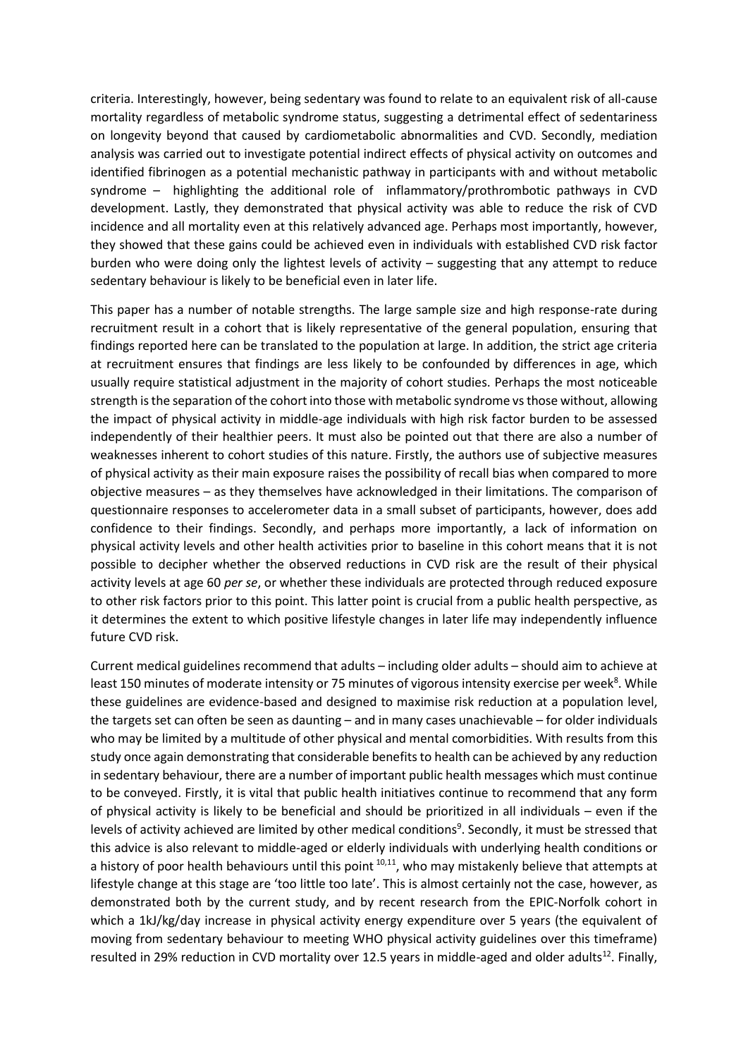criteria. Interestingly, however, being sedentary was found to relate to an equivalent risk of all-cause mortality regardless of metabolic syndrome status, suggesting a detrimental effect of sedentariness on longevity beyond that caused by cardiometabolic abnormalities and CVD. Secondly, mediation analysis was carried out to investigate potential indirect effects of physical activity on outcomes and identified fibrinogen as a potential mechanistic pathway in participants with and without metabolic syndrome – highlighting the additional role of inflammatory/prothrombotic pathways in CVD development. Lastly, they demonstrated that physical activity was able to reduce the risk of CVD incidence and all mortality even at this relatively advanced age. Perhaps most importantly, however, they showed that these gains could be achieved even in individuals with established CVD risk factor burden who were doing only the lightest levels of activity – suggesting that any attempt to reduce sedentary behaviour is likely to be beneficial even in later life.

This paper has a number of notable strengths. The large sample size and high response-rate during recruitment result in a cohort that is likely representative of the general population, ensuring that findings reported here can be translated to the population at large. In addition, the strict age criteria at recruitment ensures that findings are less likely to be confounded by differences in age, which usually require statistical adjustment in the majority of cohort studies. Perhaps the most noticeable strength is the separation of the cohort into those with metabolic syndrome vs those without, allowing the impact of physical activity in middle-age individuals with high risk factor burden to be assessed independently of their healthier peers. It must also be pointed out that there are also a number of weaknesses inherent to cohort studies of this nature. Firstly, the authors use of subjective measures of physical activity as their main exposure raises the possibility of recall bias when compared to more objective measures – as they themselves have acknowledged in their limitations. The comparison of questionnaire responses to accelerometer data in a small subset of participants, however, does add confidence to their findings. Secondly, and perhaps more importantly, a lack of information on physical activity levels and other health activities prior to baseline in this cohort means that it is not possible to decipher whether the observed reductions in CVD risk are the result of their physical activity levels at age 60 *per se*, or whether these individuals are protected through reduced exposure to other risk factors prior to this point. This latter point is crucial from a public health perspective, as it determines the extent to which positive lifestyle changes in later life may independently influence future CVD risk.

Current medical guidelines recommend that adults – including older adults – should aim to achieve at least 150 minutes of moderate intensity or 75 minutes of vigorous intensity exercise per week[8]. While these guidelines are evidence-based and designed to maximise risk reduction at a population level, the targets set can often be seen as daunting – and in many cases unachievable – for older individuals who may be limited by a multitude of other physical and mental comorbidities. With results from this study once again demonstrating that considerable benefits to health can be achieved by any reduction in sedentary behaviour, there are a number of important public health messages which must continue to be conveyed. Firstly, it is vital that public health initiatives continue to recommend that any form of physical activity is likely to be beneficial and should be prioritized in all individuals – even if the levels of activity achieved are limited by other medical conditions[9]. Secondly, it must be stressed that this advice is also relevant to middle-aged or elderly individuals with underlying health conditions or a history of poor health behaviours until this point [10,11], who may mistakenly believe that attempts at lifestyle change at this stage are 'too little too late'. This is almost certainly not the case, however, as demonstrated both by the current study, and by recent research from the EPIC-Norfolk cohort in which a 1kJ/kg/day increase in physical activity energy expenditure over 5 years (the equivalent of moving from sedentary behaviour to meeting WHO physical activity guidelines over this timeframe) resulted in 29% reduction in CVD mortality over 12.5 years in middle-aged and older adults[12]. Finally,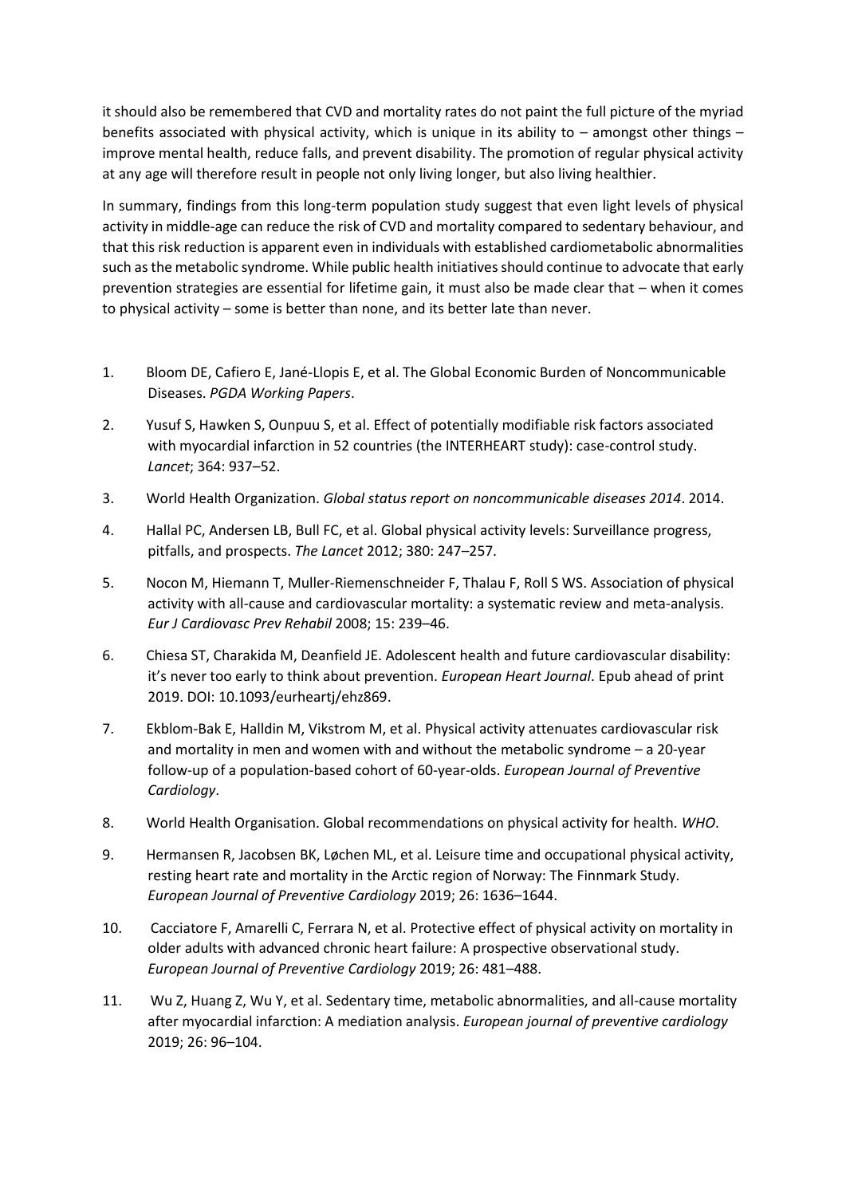it should also be remembered that CVD and mortality rates do not paint the full picture of the myriad benefits associated with physical activity, which is unique in its ability to – amongst other things – improve mental health, reduce falls, and prevent disability. The promotion of regular physical activity at any age will therefore result in people not only living longer, but also living healthier.

In summary, findings from this long-term population study suggest that even light levels of physical activity in middle-age can reduce the risk of CVD and mortality compared to sedentary behaviour, and that this risk reduction is apparent even in individuals with established cardiometabolic abnormalities such as the metabolic syndrome. While public health initiatives should continue to advocate that early prevention strategies are essential for lifetime gain, it must also be made clear that – when it comes to physical activity – some is better than none, and its better late than never.

1. Bloom DE, Cafiero E, Jané-Llopis E, et al. The Global Economic Burden of Noncommunicable Diseases. *PGDA Working Papers*.
2. Yusuf S, Hawken S, Ounpuu S, et al. Effect of potentially modifiable risk factors associated with myocardial infarction in 52 countries (the INTERHEART study): case-control study. *Lancet*; 364: 937–52.
3. World Health Organization. *Global status report on noncommunicable diseases 2014*. 2014.
4. Hallal PC, Andersen LB, Bull FC, et al. Global physical activity levels: Surveillance progress, pitfalls, and prospects. *The Lancet* 2012; 380: 247–257.
5. Nocon M, Hiemann T, Muller-Riemenschneider F, Thalau F, Roll S WS. Association of physical activity with all-cause and cardiovascular mortality: a systematic review and meta-analysis. *Eur J Cardiovasc Prev Rehabil* 2008; 15: 239–46.
6. Chiesa ST, Charakida M, Deanfield JE. Adolescent health and future cardiovascular disability: it's never too early to think about prevention. *European Heart Journal*. Epub ahead of print 2019. DOI: 10.1093/eurheartj/ehz869.
7. Ekblom-Bak E, Halldin M, Vikstrom M, et al. Physical activity attenuates cardiovascular risk and mortality in men and women with and without the metabolic syndrome – a 20-year follow-up of a population-based cohort of 60-year-olds. *European Journal of Preventive Cardiology*.
8. World Health Organisation. Global recommendations on physical activity for health. *WHO*.
9. Hermansen R, Jacobsen BK, Løchen ML, et al. Leisure time and occupational physical activity, resting heart rate and mortality in the Arctic region of Norway: The Finnmark Study. *European Journal of Preventive Cardiology* 2019; 26: 1636–1644.
10. Cacciatore F, Amarelli C, Ferrara N, et al. Protective effect of physical activity on mortality in older adults with advanced chronic heart failure: A prospective observational study. *European Journal of Preventive Cardiology* 2019; 26: 481–488.
11. Wu Z, Huang Z, Wu Y, et al. Sedentary time, metabolic abnormalities, and all-cause mortality after myocardial infarction: A mediation analysis. *European journal of preventive cardiology* 2019; 26: 96–104.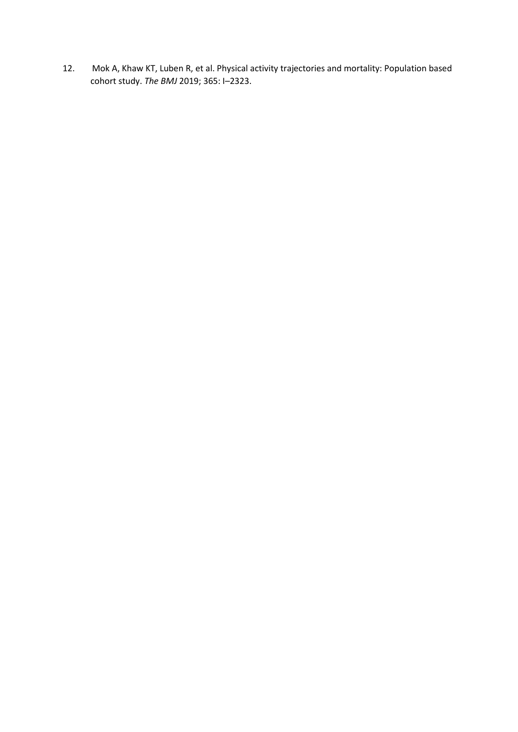12. Mok A, Khaw KT, Luben R, et al. Physical activity trajectories and mortality: Population based cohort study. *The BMJ* 2019; 365: l–2323.